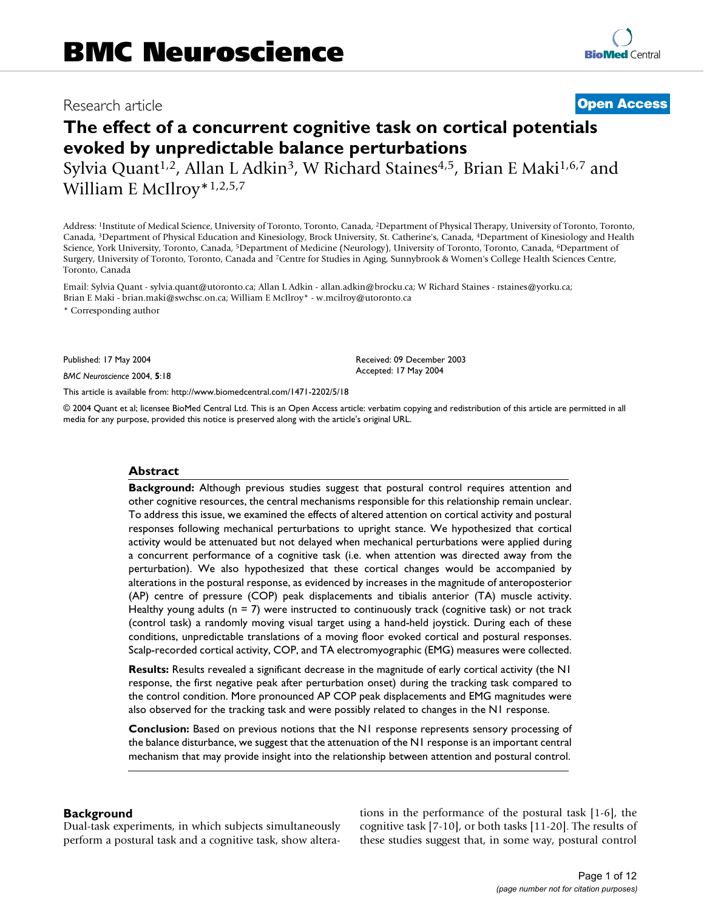# The effect of a concurrent cognitive task on cortical potentials evoked by unpredictable balance perturbations

Sylvia Quant[1,2], Allan L Adkin[3], W Richard Staines[4,5], Brian E Maki[1,6,7] and William E McIlroy*[1,2,5,7]

Address: [1]Institute of Medical Science, University of Toronto, Toronto, Canada, [2]Department of Physical Therapy, University of Toronto, Toronto, Canada, [3]Department of Physical Education and Kinesiology, Brock University, St. Catherine's, Canada, [4]Department of Kinesiology and Health Science, York University, Toronto, Canada, [5]Department of Medicine (Neurology), University of Toronto, Toronto, Canada, [6]Department of Surgery, University of Toronto, Toronto, Canada and [7]Centre for Studies in Aging, Sunnybrook & Women's College Health Sciences Centre, Toronto, Canada

Email: Sylvia Quant - sylvia.quant@utoronto.ca; Allan L Adkin - allan.adkin@brocku.ca; W Richard Staines - rstaines@yorku.ca; Brian E Maki - brian.maki@swchsc.on.ca; William E McIlroy* - w.mcilroy@utoronto.ca

* Corresponding author

Published: 17 May 2004

*BMC Neuroscience* 2004, **5**:18

Received: 09 December 2003
Accepted: 17 May 2004

This article is available from: http://www.biomedcentral.com/1471-2202/5/18

© 2004 Quant et al; licensee BioMed Central Ltd. This is an Open Access article: verbatim copying and redistribution of this article are permitted in all media for any purpose, provided this notice is preserved along with the article's original URL.

## Abstract

**Background:** Although previous studies suggest that postural control requires attention and other cognitive resources, the central mechanisms responsible for this relationship remain unclear. To address this issue, we examined the effects of altered attention on cortical activity and postural responses following mechanical perturbations to upright stance. We hypothesized that cortical activity would be attenuated but not delayed when mechanical perturbations were applied during a concurrent performance of a cognitive task (i.e. when attention was directed away from the perturbation). We also hypothesized that these cortical changes would be accompanied by alterations in the postural response, as evidenced by increases in the magnitude of anteroposterior (AP) centre of pressure (COP) peak displacements and tibialis anterior (TA) muscle activity. Healthy young adults (n = 7) were instructed to continuously track (cognitive task) or not track (control task) a randomly moving visual target using a hand-held joystick. During each of these conditions, unpredictable translations of a moving floor evoked cortical and postural responses. Scalp-recorded cortical activity, COP, and TA electromyographic (EMG) measures were collected.

**Results:** Results revealed a significant decrease in the magnitude of early cortical activity (the N1 response, the first negative peak after perturbation onset) during the tracking task compared to the control condition. More pronounced AP COP peak displacements and EMG magnitudes were also observed for the tracking task and were possibly related to changes in the N1 response.

**Conclusion:** Based on previous notions that the N1 response represents sensory processing of the balance disturbance, we suggest that the attenuation of the N1 response is an important central mechanism that may provide insight into the relationship between attention and postural control.

## Background

Dual-task experiments, in which subjects simultaneously perform a postural task and a cognitive task, show alterations in the performance of the postural task [1-6], the cognitive task [7-10], or both tasks [11-20]. The results of these studies suggest that, in some way, postural control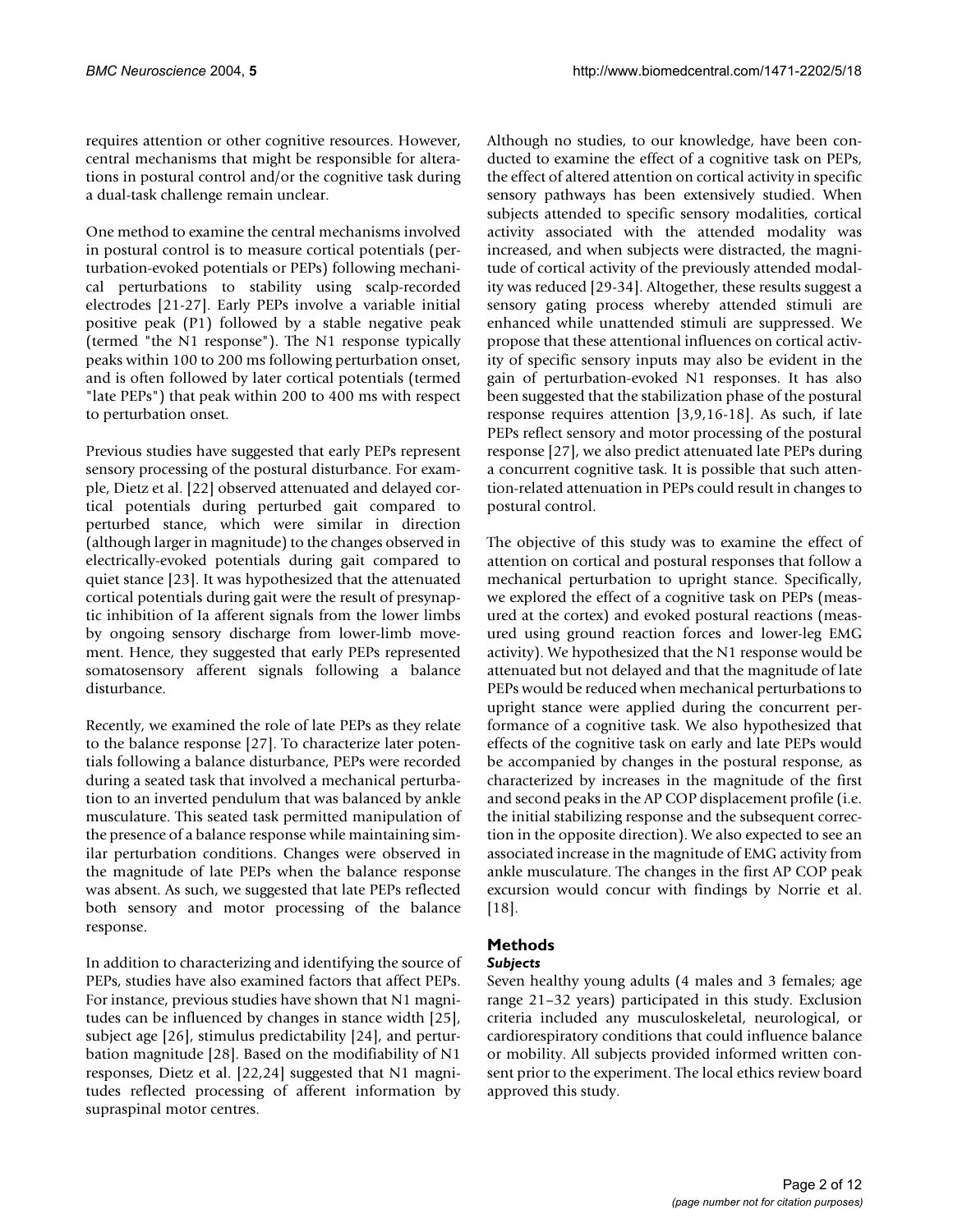requires attention or other cognitive resources. However, central mechanisms that might be responsible for alterations in postural control and/or the cognitive task during a dual-task challenge remain unclear.

One method to examine the central mechanisms involved in postural control is to measure cortical potentials (perturbation-evoked potentials or PEPs) following mechanical perturbations to stability using scalp-recorded electrodes [21-27]. Early PEPs involve a variable initial positive peak (P1) followed by a stable negative peak (termed "the N1 response"). The N1 response typically peaks within 100 to 200 ms following perturbation onset, and is often followed by later cortical potentials (termed "late PEPs") that peak within 200 to 400 ms with respect to perturbation onset.

Previous studies have suggested that early PEPs represent sensory processing of the postural disturbance. For example, Dietz et al. [22] observed attenuated and delayed cortical potentials during perturbed gait compared to perturbed stance, which were similar in direction (although larger in magnitude) to the changes observed in electrically-evoked potentials during gait compared to quiet stance [23]. It was hypothesized that the attenuated cortical potentials during gait were the result of presynaptic inhibition of Ia afferent signals from the lower limbs by ongoing sensory discharge from lower-limb movement. Hence, they suggested that early PEPs represented somatosensory afferent signals following a balance disturbance.

Recently, we examined the role of late PEPs as they relate to the balance response [27]. To characterize later potentials following a balance disturbance, PEPs were recorded during a seated task that involved a mechanical perturbation to an inverted pendulum that was balanced by ankle musculature. This seated task permitted manipulation of the presence of a balance response while maintaining similar perturbation conditions. Changes were observed in the magnitude of late PEPs when the balance response was absent. As such, we suggested that late PEPs reflected both sensory and motor processing of the balance response.

In addition to characterizing and identifying the source of PEPs, studies have also examined factors that affect PEPs. For instance, previous studies have shown that N1 magnitudes can be influenced by changes in stance width [25], subject age [26], stimulus predictability [24], and perturbation magnitude [28]. Based on the modifiability of N1 responses, Dietz et al. [22,24] suggested that N1 magnitudes reflected processing of afferent information by supraspinal motor centres.

Although no studies, to our knowledge, have been conducted to examine the effect of a cognitive task on PEPs, the effect of altered attention on cortical activity in specific sensory pathways has been extensively studied. When subjects attended to specific sensory modalities, cortical activity associated with the attended modality was increased, and when subjects were distracted, the magnitude of cortical activity of the previously attended modality was reduced [29-34]. Altogether, these results suggest a sensory gating process whereby attended stimuli are enhanced while unattended stimuli are suppressed. We propose that these attentional influences on cortical activity of specific sensory inputs may also be evident in the gain of perturbation-evoked N1 responses. It has also been suggested that the stabilization phase of the postural response requires attention [3,9,16-18]. As such, if late PEPs reflect sensory and motor processing of the postural response [27], we also predict attenuated late PEPs during a concurrent cognitive task. It is possible that such attention-related attenuation in PEPs could result in changes to postural control.

The objective of this study was to examine the effect of attention on cortical and postural responses that follow a mechanical perturbation to upright stance. Specifically, we explored the effect of a cognitive task on PEPs (measured at the cortex) and evoked postural reactions (measured using ground reaction forces and lower-leg EMG activity). We hypothesized that the N1 response would be attenuated but not delayed and that the magnitude of late PEPs would be reduced when mechanical perturbations to upright stance were applied during the concurrent performance of a cognitive task. We also hypothesized that effects of the cognitive task on early and late PEPs would be accompanied by changes in the postural response, as characterized by increases in the magnitude of the first and second peaks in the AP COP displacement profile (i.e. the initial stabilizing response and the subsequent correction in the opposite direction). We also expected to see an associated increase in the magnitude of EMG activity from ankle musculature. The changes in the first AP COP peak excursion would concur with findings by Norrie et al. [18].

## Methods

### *Subjects*

Seven healthy young adults (4 males and 3 females; age range 21–32 years) participated in this study. Exclusion criteria included any musculoskeletal, neurological, or cardiorespiratory conditions that could influence balance or mobility. All subjects provided informed written consent prior to the experiment. The local ethics review board approved this study.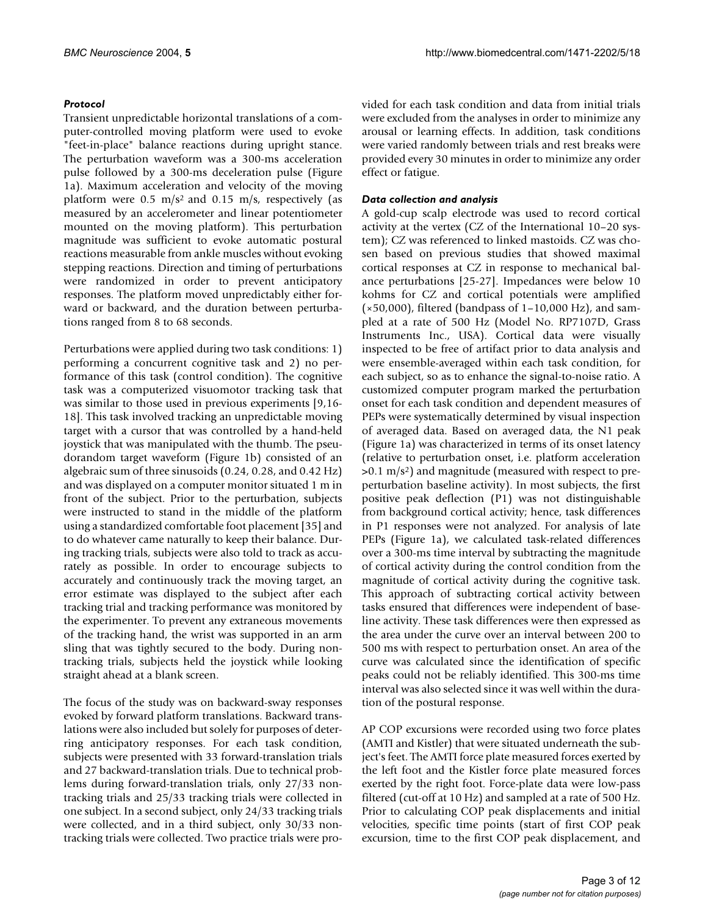### *Protocol*

Transient unpredictable horizontal translations of a computer-controlled moving platform were used to evoke "feet-in-place" balance reactions during upright stance. The perturbation waveform was a 300-ms acceleration pulse followed by a 300-ms deceleration pulse (Figure 1a). Maximum acceleration and velocity of the moving platform were 0.5 $m/s^2$ and 0.15 m/s, respectively (as measured by an accelerometer and linear potentiometer mounted on the moving platform). This perturbation magnitude was sufficient to evoke automatic postural reactions measurable from ankle muscles without evoking stepping reactions. Direction and timing of perturbations were randomized in order to prevent anticipatory responses. The platform moved unpredictably either forward or backward, and the duration between perturbations ranged from 8 to 68 seconds.

Perturbations were applied during two task conditions: 1) performing a concurrent cognitive task and 2) no performance of this task (control condition). The cognitive task was a computerized visuomotor tracking task that was similar to those used in previous experiments [9,16-18]. This task involved tracking an unpredictable moving target with a cursor that was controlled by a hand-held joystick that was manipulated with the thumb. The pseudorandom target waveform (Figure 1b) consisted of an algebraic sum of three sinusoids (0.24, 0.28, and 0.42 Hz) and was displayed on a computer monitor situated 1 m in front of the subject. Prior to the perturbation, subjects were instructed to stand in the middle of the platform using a standardized comfortable foot placement [35] and to do whatever came naturally to keep their balance. During tracking trials, subjects were also told to track as accurately as possible. In order to encourage subjects to accurately and continuously track the moving target, an error estimate was displayed to the subject after each tracking trial and tracking performance was monitored by the experimenter. To prevent any extraneous movements of the tracking hand, the wrist was supported in an arm sling that was tightly secured to the body. During non-tracking trials, subjects held the joystick while looking straight ahead at a blank screen.

The focus of the study was on backward-sway responses evoked by forward platform translations. Backward translations were also included but solely for purposes of deterring anticipatory responses. For each task condition, subjects were presented with 33 forward-translation trials and 27 backward-translation trials. Due to technical problems during forward-translation trials, only 27/33 non-tracking trials and 25/33 tracking trials were collected in one subject. In a second subject, only 24/33 tracking trials were collected, and in a third subject, only 30/33 non-tracking trials were collected. Two practice trials were provided for each task condition and data from initial trials were excluded from the analyses in order to minimize any arousal or learning effects. In addition, task conditions were varied randomly between trials and rest breaks were provided every 30 minutes in order to minimize any order effect or fatigue.

### *Data collection and analysis*

A gold-cup scalp electrode was used to record cortical activity at the vertex (CZ of the International 10–20 system); CZ was referenced to linked mastoids. CZ was chosen based on previous studies that showed maximal cortical responses at CZ in response to mechanical balance perturbations [25-27]. Impedances were below 10 kohms for CZ and cortical potentials were amplified (×50,000), filtered (bandpass of 1–10,000 Hz), and sampled at a rate of 500 Hz (Model No. RP7107D, Grass Instruments Inc., USA). Cortical data were visually inspected to be free of artifact prior to data analysis and were ensemble-averaged within each task condition, for each subject, so as to enhance the signal-to-noise ratio. A customized computer program marked the perturbation onset for each task condition and dependent measures of PEPs were systematically determined by visual inspection of averaged data. Based on averaged data, the N1 peak (Figure 1a) was characterized in terms of its onset latency (relative to perturbation onset, i.e. platform acceleration >0.1 $m/s^2$) and magnitude (measured with respect to pre-perturbation baseline activity). In most subjects, the first positive peak deflection (P1) was not distinguishable from background cortical activity; hence, task differences in P1 responses were not analyzed. For analysis of late PEPs (Figure 1a), we calculated task-related differences over a 300-ms time interval by subtracting the magnitude of cortical activity during the control condition from the magnitude of cortical activity during the cognitive task. This approach of subtracting cortical activity between tasks ensured that differences were independent of baseline activity. These task differences were then expressed as the area under the curve over an interval between 200 to 500 ms with respect to perturbation onset. An area of the curve was calculated since the identification of specific peaks could not be reliably identified. This 300-ms time interval was also selected since it was well within the duration of the postural response.

AP COP excursions were recorded using two force plates (AMTI and Kistler) that were situated underneath the subject's feet. The AMTI force plate measured forces exerted by the left foot and the Kistler force plate measured forces exerted by the right foot. Force-plate data were low-pass filtered (cut-off at 10 Hz) and sampled at a rate of 500 Hz. Prior to calculating COP peak displacements and initial velocities, specific time points (start of first COP peak excursion, time to the first COP peak displacement, and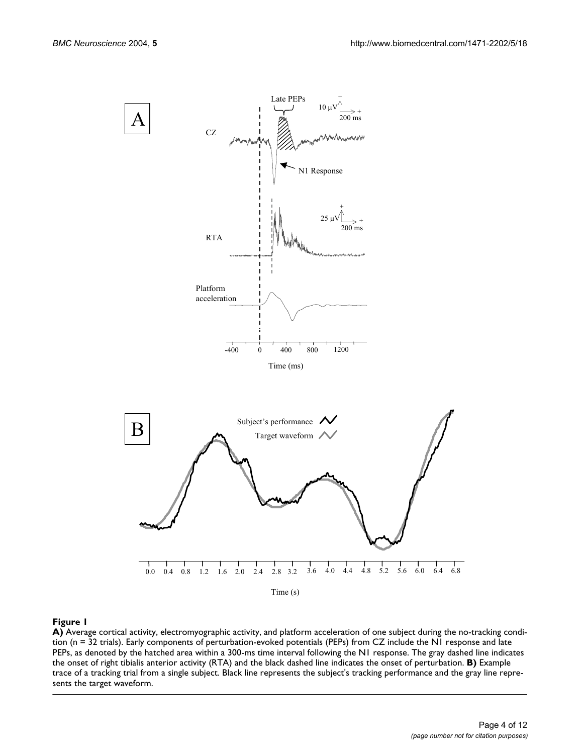**Figure 1**

**A)** Average cortical activity, electromyographic activity, and platform acceleration of one subject during the no-tracking condition (n = 32 trials). Early components of perturbation-evoked potentials (PEPs) from CZ include the N1 response and late PEPs, as denoted by the hatched area within a 300-ms time interval following the N1 response. The gray dashed line indicates the onset of right tibialis anterior activity (RTA) and the black dashed line indicates the onset of perturbation. **B)** Example trace of a tracking trial from a single subject. Black line represents the subject's tracking performance and the gray line represents the target waveform.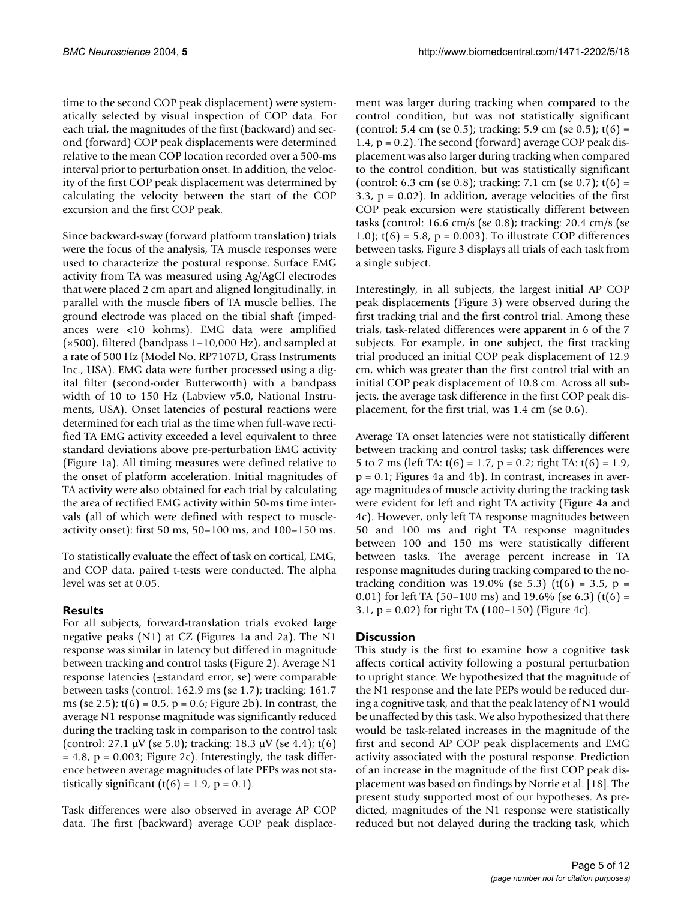time to the second COP peak displacement) were systematically selected by visual inspection of COP data. For each trial, the magnitudes of the first (backward) and second (forward) COP peak displacements were determined relative to the mean COP location recorded over a 500-ms interval prior to perturbation onset. In addition, the velocity of the first COP peak displacement was determined by calculating the velocity between the start of the COP excursion and the first COP peak.

Since backward-sway (forward platform translation) trials were the focus of the analysis, TA muscle responses were used to characterize the postural response. Surface EMG activity from TA was measured using Ag/AgCl electrodes that were placed 2 cm apart and aligned longitudinally, in parallel with the muscle fibers of TA muscle bellies. The ground electrode was placed on the tibial shaft (impedances were <10 kohms). EMG data were amplified (×500), filtered (bandpass 1–10,000 Hz), and sampled at a rate of 500 Hz (Model No. RP7107D, Grass Instruments Inc., USA). EMG data were further processed using a digital filter (second-order Butterworth) with a bandpass width of 10 to 150 Hz (Labview v5.0, National Instruments, USA). Onset latencies of postural reactions were determined for each trial as the time when full-wave rectified TA EMG activity exceeded a level equivalent to three standard deviations above pre-perturbation EMG activity (Figure 1a). All timing measures were defined relative to the onset of platform acceleration. Initial magnitudes of TA activity were also obtained for each trial by calculating the area of rectified EMG activity within 50-ms time intervals (all of which were defined with respect to muscle-activity onset): first 50 ms, 50–100 ms, and 100–150 ms.

To statistically evaluate the effect of task on cortical, EMG, and COP data, paired t-tests were conducted. The alpha level was set at 0.05.

## Results

For all subjects, forward-translation trials evoked large negative peaks (N1) at CZ (Figures 1a and 2a). The N1 response was similar in latency but differed in magnitude between tracking and control tasks (Figure 2). Average N1 response latencies (±standard error, se) were comparable between tasks (control: 162.9 ms (se 1.7); tracking: 161.7 ms (se 2.5); $t(6) = 0.5$, $p = 0.6$; Figure 2b). In contrast, the average N1 response magnitude was significantly reduced during the tracking task in comparison to the control task (control: 27.1 μV (se 5.0); tracking: 18.3 μV (se 4.4); $t(6) = 4.8$, $p = 0.003$; Figure 2c). Interestingly, the task difference between average magnitudes of late PEPs was not statistically significant ($t(6) = 1.9$, $p = 0.1$).

Task differences were also observed in average AP COP data. The first (backward) average COP peak displacement was larger during tracking when compared to the control condition, but was not statistically significant (control: 5.4 cm (se 0.5); tracking: 5.9 cm (se 0.5); $t(6) = 1.4$, $p = 0.2$). The second (forward) average COP peak displacement was also larger during tracking when compared to the control condition, but was statistically significant (control: 6.3 cm (se 0.8); tracking: 7.1 cm (se 0.7); $t(6) = 3.3$, $p = 0.02$). In addition, average velocities of the first COP peak excursion were statistically different between tasks (control: 16.6 cm/s (se 0.8); tracking: 20.4 cm/s (se 1.0); $t(6) = 5.8$, $p = 0.003$). To illustrate COP differences between tasks, Figure 3 displays all trials of each task from a single subject.

Interestingly, in all subjects, the largest initial AP COP peak displacements (Figure 3) were observed during the first tracking trial and the first control trial. Among these trials, task-related differences were apparent in 6 of the 7 subjects. For example, in one subject, the first tracking trial produced an initial COP peak displacement of 12.9 cm, which was greater than the first control trial with an initial COP peak displacement of 10.8 cm. Across all subjects, the average task difference in the first COP peak displacement, for the first trial, was 1.4 cm (se 0.6).

Average TA onset latencies were not statistically different between tracking and control tasks; task differences were 5 to 7 ms (left TA: $t(6) = 1.7$, $p = 0.2$; right TA: $t(6) = 1.9$, $p = 0.1$; Figures 4a and 4b). In contrast, increases in average magnitudes of muscle activity during the tracking task were evident for left and right TA activity (Figure 4a and 4c). However, only left TA response magnitudes between 50 and 100 ms and right TA response magnitudes between 100 and 150 ms were statistically different between tasks. The average percent increase in TA response magnitudes during tracking compared to the no-tracking condition was 19.0% (se 5.3) ($t(6) = 3.5$, $p = 0.01$) for left TA (50–100 ms) and 19.6% (se 6.3) ($t(6) = 3.1$, $p = 0.02$) for right TA (100–150) (Figure 4c).

## Discussion

This study is the first to examine how a cognitive task affects cortical activity following a postural perturbation to upright stance. We hypothesized that the magnitude of the N1 response and the late PEPs would be reduced during a cognitive task, and that the peak latency of N1 would be unaffected by this task. We also hypothesized that there would be task-related increases in the magnitude of the first and second AP COP peak displacements and EMG activity associated with the postural response. Prediction of an increase in the magnitude of the first COP peak displacement was based on findings by Norrie et al. [18]. The present study supported most of our hypotheses. As predicted, magnitudes of the N1 response were statistically reduced but not delayed during the tracking task, which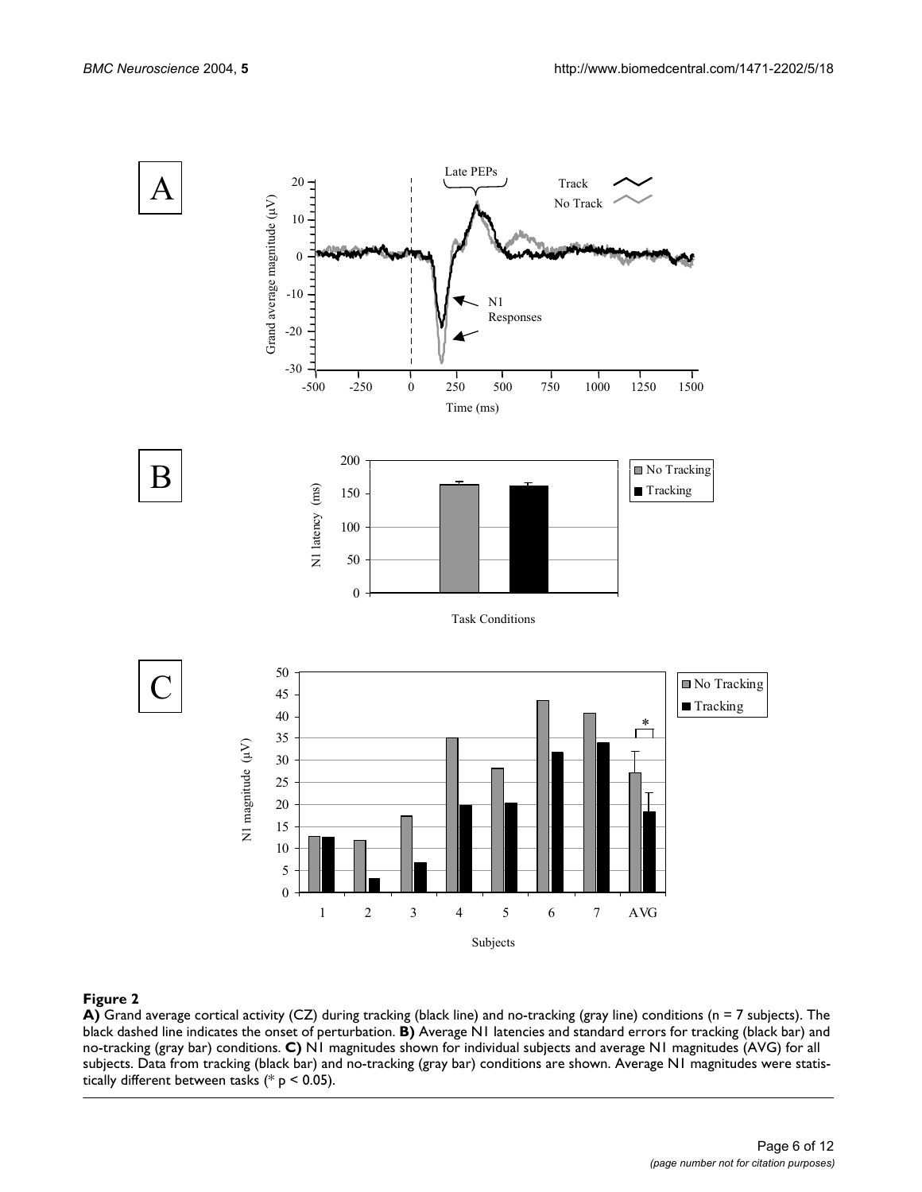**Figure 2**

**A)** Grand average cortical activity (CZ) during tracking (black line) and no-tracking (gray line) conditions (n = 7 subjects). The black dashed line indicates the onset of perturbation. **B)** Average N1 latencies and standard errors for tracking (black bar) and no-tracking (gray bar) conditions. **C)** N1 magnitudes shown for individual subjects and average N1 magnitudes (AVG) for all subjects. Data from tracking (black bar) and no-tracking (gray bar) conditions are shown. Average N1 magnitudes were statistically different between tasks (* $p < 0.05$).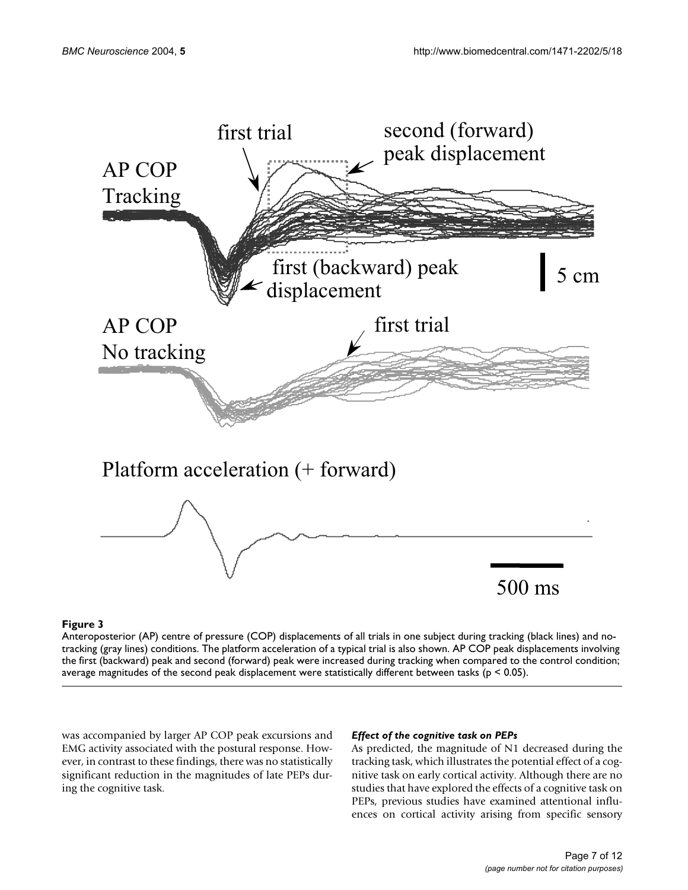**Figure 3**

Anteroposterior (AP) centre of pressure (COP) displacements of all trials in one subject during tracking (black lines) and no-tracking (gray lines) conditions. The platform acceleration of a typical trial is also shown. AP COP peak displacements involving the first (backward) peak and second (forward) peak were increased during tracking when compared to the control condition; average magnitudes of the second peak displacement were statistically different between tasks ($p < 0.05$).

was accompanied by larger AP COP peak excursions and EMG activity associated with the postural response. However, in contrast to these findings, there was no statistically significant reduction in the magnitudes of late PEPs during the cognitive task.

### *Effect of the cognitive task on PEPs*

As predicted, the magnitude of N1 decreased during the tracking task, which illustrates the potential effect of a cognitive task on early cortical activity. Although there are no studies that have explored the effects of a cognitive task on PEPs, previous studies have examined attentional influences on cortical activity arising from specific sensory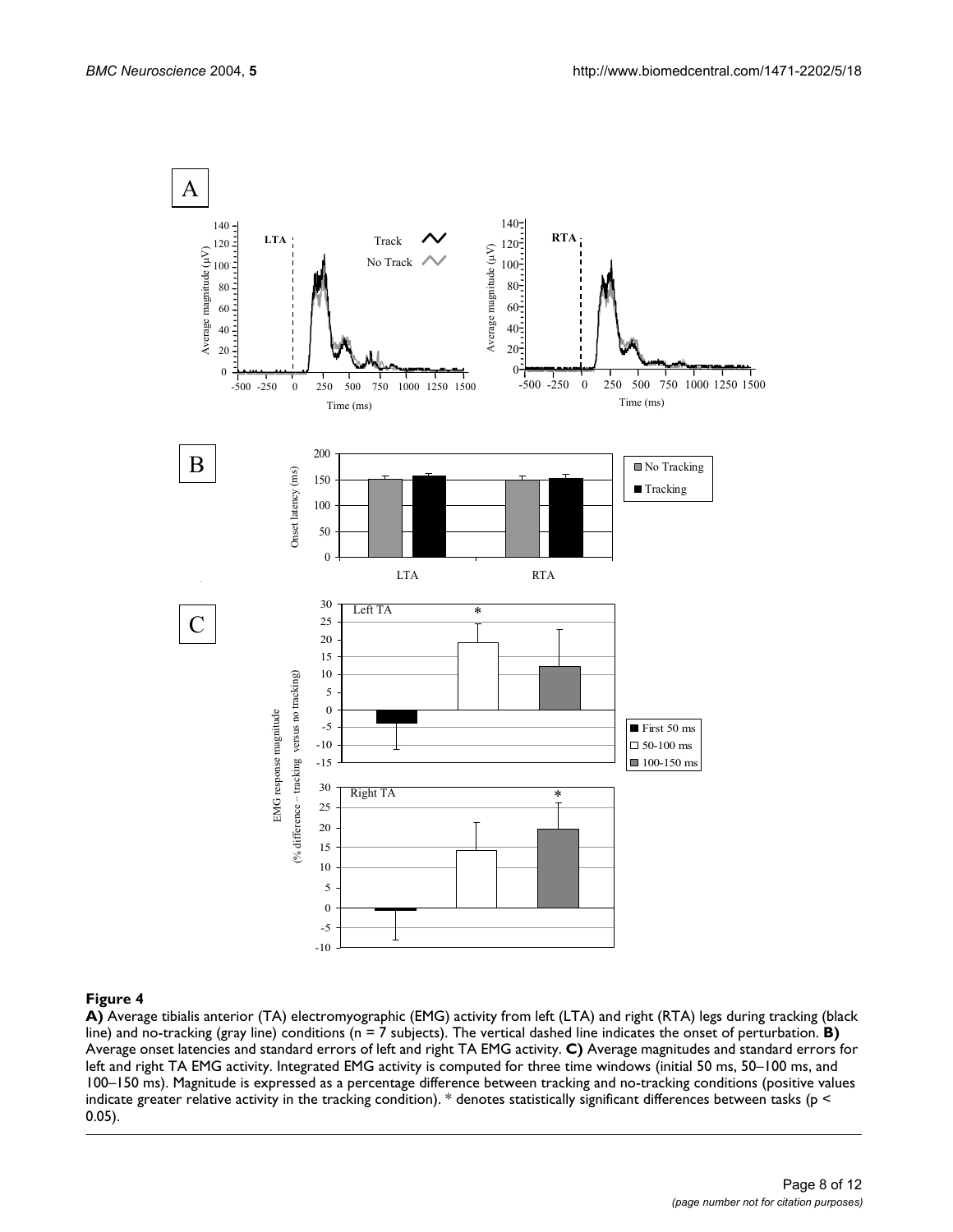**Figure 4**

**A)** Average tibialis anterior (TA) electromyographic (EMG) activity from left (LTA) and right (RTA) legs during tracking (black line) and no-tracking (gray line) conditions (n = 7 subjects). The vertical dashed line indicates the onset of perturbation. **B)** Average onset latencies and standard errors of left and right TA EMG activity. **C)** Average magnitudes and standard errors for left and right TA EMG activity. Integrated EMG activity is computed for three time windows (initial 50 ms, 50–100 ms, and 100–150 ms). Magnitude is expressed as a percentage difference between tracking and no-tracking conditions (positive values indicate greater relative activity in the tracking condition). * denotes statistically significant differences between tasks ($p < 0.05$).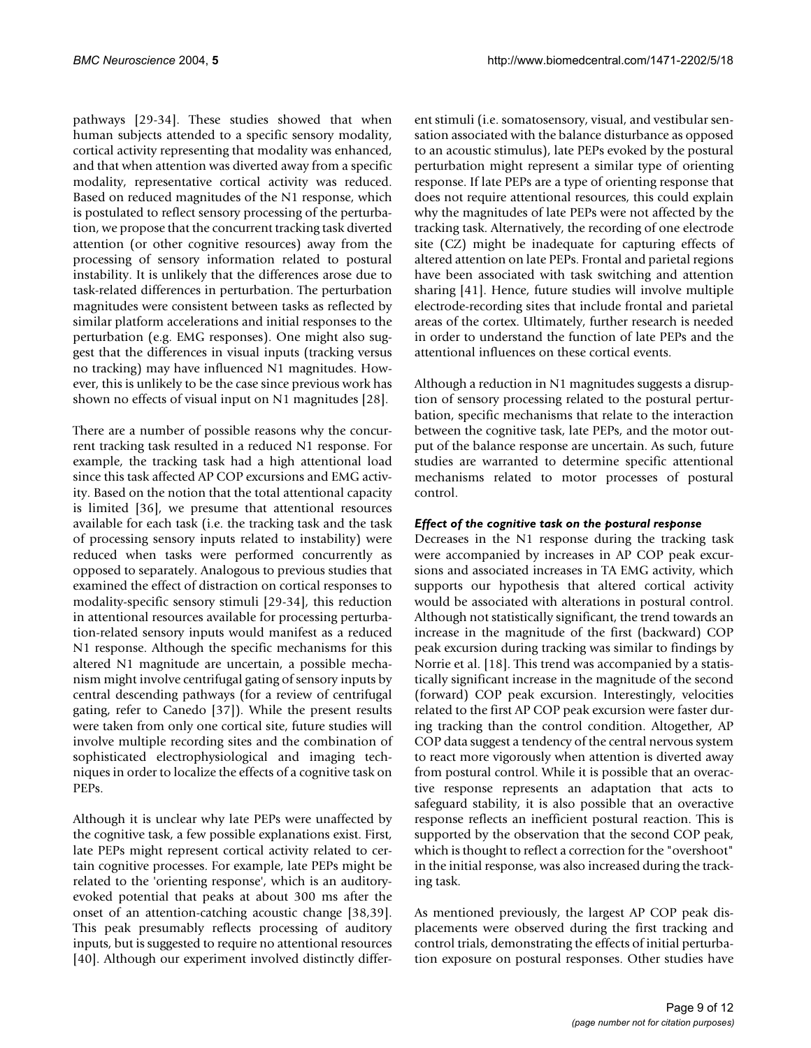pathways [29-34]. These studies showed that when human subjects attended to a specific sensory modality, cortical activity representing that modality was enhanced, and that when attention was diverted away from a specific modality, representative cortical activity was reduced. Based on reduced magnitudes of the N1 response, which is postulated to reflect sensory processing of the perturbation, we propose that the concurrent tracking task diverted attention (or other cognitive resources) away from the processing of sensory information related to postural instability. It is unlikely that the differences arose due to task-related differences in perturbation. The perturbation magnitudes were consistent between tasks as reflected by similar platform accelerations and initial responses to the perturbation (e.g. EMG responses). One might also suggest that the differences in visual inputs (tracking versus no tracking) may have influenced N1 magnitudes. However, this is unlikely to be the case since previous work has shown no effects of visual input on N1 magnitudes [28].

There are a number of possible reasons why the concurrent tracking task resulted in a reduced N1 response. For example, the tracking task had a high attentional load since this task affected AP COP excursions and EMG activity. Based on the notion that the total attentional capacity is limited [36], we presume that attentional resources available for each task (i.e. the tracking task and the task of processing sensory inputs related to instability) were reduced when tasks were performed concurrently as opposed to separately. Analogous to previous studies that examined the effect of distraction on cortical responses to modality-specific sensory stimuli [29-34], this reduction in attentional resources available for processing perturbation-related sensory inputs would manifest as a reduced N1 response. Although the specific mechanisms for this altered N1 magnitude are uncertain, a possible mechanism might involve centrifugal gating of sensory inputs by central descending pathways (for a review of centrifugal gating, refer to Canedo [37]). While the present results were taken from only one cortical site, future studies will involve multiple recording sites and the combination of sophisticated electrophysiological and imaging techniques in order to localize the effects of a cognitive task on PEPs.

Although it is unclear why late PEPs were unaffected by the cognitive task, a few possible explanations exist. First, late PEPs might represent cortical activity related to certain cognitive processes. For example, late PEPs might be related to the 'orienting response', which is an auditory-evoked potential that peaks at about 300 ms after the onset of an attention-catching acoustic change [38,39]. This peak presumably reflects processing of auditory inputs, but is suggested to require no attentional resources [40]. Although our experiment involved distinctly different stimuli (i.e. somatosensory, visual, and vestibular sensation associated with the balance disturbance as opposed to an acoustic stimulus), late PEPs evoked by the postural perturbation might represent a similar type of orienting response. If late PEPs are a type of orienting response that does not require attentional resources, this could explain why the magnitudes of late PEPs were not affected by the tracking task. Alternatively, the recording of one electrode site (CZ) might be inadequate for capturing effects of altered attention on late PEPs. Frontal and parietal regions have been associated with task switching and attention sharing [41]. Hence, future studies will involve multiple electrode-recording sites that include frontal and parietal areas of the cortex. Ultimately, further research is needed in order to understand the function of late PEPs and the attentional influences on these cortical events.

Although a reduction in N1 magnitudes suggests a disruption of sensory processing related to the postural perturbation, specific mechanisms that relate to the interaction between the cognitive task, late PEPs, and the motor output of the balance response are uncertain. As such, future studies are warranted to determine specific attentional mechanisms related to motor processes of postural control.

### *Effect of the cognitive task on the postural response*

Decreases in the N1 response during the tracking task were accompanied by increases in AP COP peak excursions and associated increases in TA EMG activity, which supports our hypothesis that altered cortical activity would be associated with alterations in postural control. Although not statistically significant, the trend towards an increase in the magnitude of the first (backward) COP peak excursion during tracking was similar to findings by Norrie et al. [18]. This trend was accompanied by a statistically significant increase in the magnitude of the second (forward) COP peak excursion. Interestingly, velocities related to the first AP COP peak excursion were faster during tracking than the control condition. Altogether, AP COP data suggest a tendency of the central nervous system to react more vigorously when attention is diverted away from postural control. While it is possible that an overactive response represents an adaptation that acts to safeguard stability, it is also possible that an overactive response reflects an inefficient postural reaction. This is supported by the observation that the second COP peak, which is thought to reflect a correction for the "overshoot" in the initial response, was also increased during the tracking task.

As mentioned previously, the largest AP COP peak displacements were observed during the first tracking and control trials, demonstrating the effects of initial perturbation exposure on postural responses. Other studies have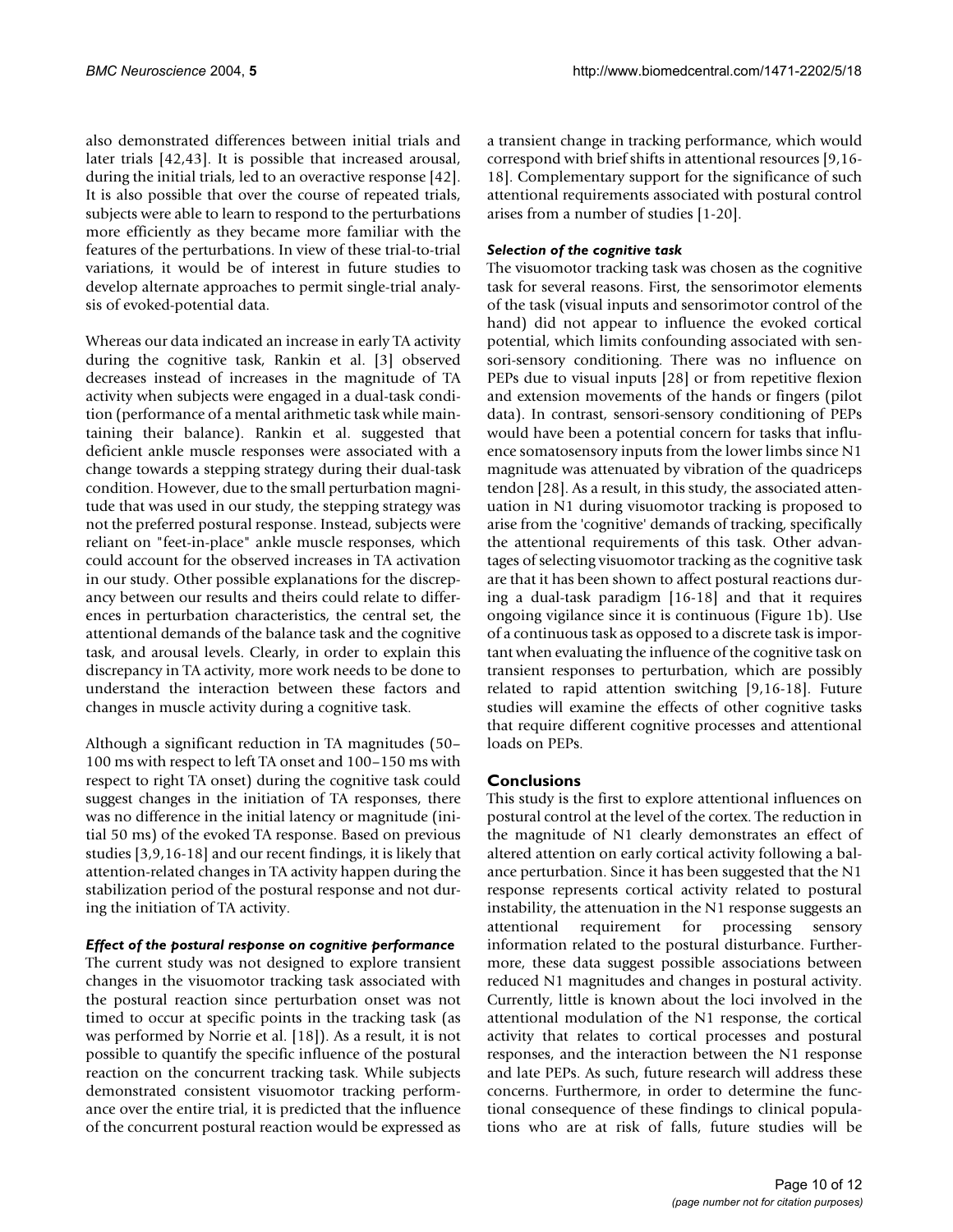also demonstrated differences between initial trials and later trials [42,43]. It is possible that increased arousal, during the initial trials, led to an overactive response [42]. It is also possible that over the course of repeated trials, subjects were able to learn to respond to the perturbations more efficiently as they became more familiar with the features of the perturbations. In view of these trial-to-trial variations, it would be of interest in future studies to develop alternate approaches to permit single-trial analysis of evoked-potential data.

Whereas our data indicated an increase in early TA activity during the cognitive task, Rankin et al. [3] observed decreases instead of increases in the magnitude of TA activity when subjects were engaged in a dual-task condition (performance of a mental arithmetic task while maintaining their balance). Rankin et al. suggested that deficient ankle muscle responses were associated with a change towards a stepping strategy during their dual-task condition. However, due to the small perturbation magnitude that was used in our study, the stepping strategy was not the preferred postural response. Instead, subjects were reliant on "feet-in-place" ankle muscle responses, which could account for the observed increases in TA activation in our study. Other possible explanations for the discrepancy between our results and theirs could relate to differences in perturbation characteristics, the central set, the attentional demands of the balance task and the cognitive task, and arousal levels. Clearly, in order to explain this discrepancy in TA activity, more work needs to be done to understand the interaction between these factors and changes in muscle activity during a cognitive task.

Although a significant reduction in TA magnitudes (50–100 ms with respect to left TA onset and 100–150 ms with respect to right TA onset) during the cognitive task could suggest changes in the initiation of TA responses, there was no difference in the initial latency or magnitude (initial 50 ms) of the evoked TA response. Based on previous studies [3,9,16-18] and our recent findings, it is likely that attention-related changes in TA activity happen during the stabilization period of the postural response and not during the initiation of TA activity.

### *Effect of the postural response on cognitive performance*

The current study was not designed to explore transient changes in the visuomotor tracking task associated with the postural reaction since perturbation onset was not timed to occur at specific points in the tracking task (as was performed by Norrie et al. [18]). As a result, it is not possible to quantify the specific influence of the postural reaction on the concurrent tracking task. While subjects demonstrated consistent visuomotor tracking performance over the entire trial, it is predicted that the influence of the concurrent postural reaction would be expressed as a transient change in tracking performance, which would correspond with brief shifts in attentional resources [9,16-18]. Complementary support for the significance of such attentional requirements associated with postural control arises from a number of studies [1-20].

### *Selection of the cognitive task*

The visuomotor tracking task was chosen as the cognitive task for several reasons. First, the sensorimotor elements of the task (visual inputs and sensorimotor control of the hand) did not appear to influence the evoked cortical potential, which limits confounding associated with sensori-sensory conditioning. There was no influence on PEPs due to visual inputs [28] or from repetitive flexion and extension movements of the hands or fingers (pilot data). In contrast, sensori-sensory conditioning of PEPs would have been a potential concern for tasks that influence somatosensory inputs from the lower limbs since N1 magnitude was attenuated by vibration of the quadriceps tendon [28]. As a result, in this study, the associated attenuation in N1 during visuomotor tracking is proposed to arise from the 'cognitive' demands of tracking, specifically the attentional requirements of this task. Other advantages of selecting visuomotor tracking as the cognitive task are that it has been shown to affect postural reactions during a dual-task paradigm [16-18] and that it requires ongoing vigilance since it is continuous (Figure 1b). Use of a continuous task as opposed to a discrete task is important when evaluating the influence of the cognitive task on transient responses to perturbation, which are possibly related to rapid attention switching [9,16-18]. Future studies will examine the effects of other cognitive tasks that require different cognitive processes and attentional loads on PEPs.

## Conclusions

This study is the first to explore attentional influences on postural control at the level of the cortex. The reduction in the magnitude of N1 clearly demonstrates an effect of altered attention on early cortical activity following a balance perturbation. Since it has been suggested that the N1 response represents cortical activity related to postural instability, the attenuation in the N1 response suggests an attentional requirement for processing sensory information related to the postural disturbance. Furthermore, these data suggest possible associations between reduced N1 magnitudes and changes in postural activity. Currently, little is known about the loci involved in the attentional modulation of the N1 response, the cortical activity that relates to cortical processes and postural responses, and the interaction between the N1 response and late PEPs. As such, future research will address these concerns. Furthermore, in order to determine the functional consequence of these findings to clinical populations who are at risk of falls, future studies will be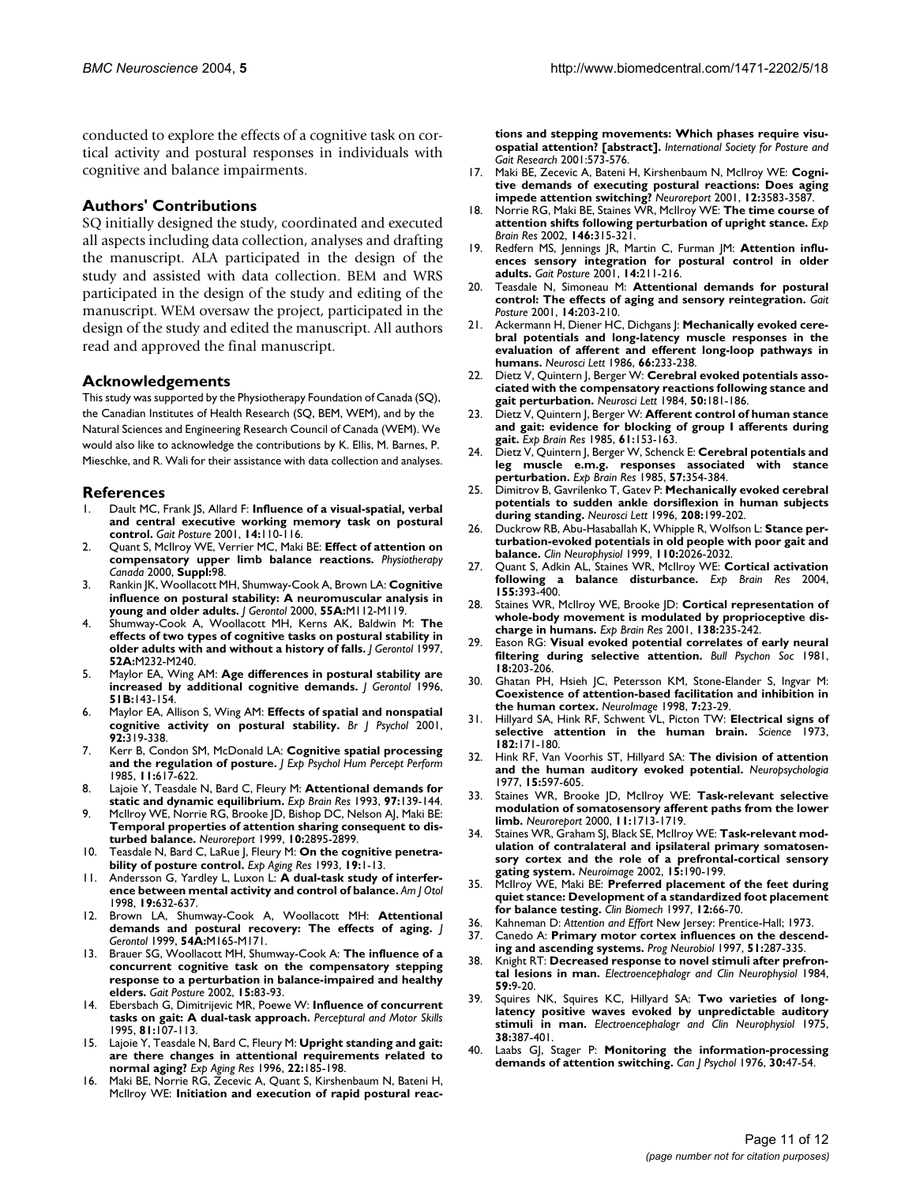conducted to explore the effects of a cognitive task on cortical activity and postural responses in individuals with cognitive and balance impairments.

## Authors' Contributions

SQ initially designed the study, coordinated and executed all aspects including data collection, analyses and drafting the manuscript. ALA participated in the design of the study and assisted with data collection. BEM and WRS participated in the design of the study and editing of the manuscript. WEM oversaw the project, participated in the design of the study and edited the manuscript. All authors read and approved the final manuscript.

## Acknowledgements

This study was supported by the Physiotherapy Foundation of Canada (SQ), the Canadian Institutes of Health Research (SQ, BEM, WEM), and by the Natural Sciences and Engineering Research Council of Canada (WEM). We would also like to acknowledge the contributions by K. Ellis, M. Barnes, P. Mieschke, and R. Wali for their assistance with data collection and analyses.

## References

1. Dault MC, Frank JS, Allard F: **Influence of a visual-spatial, verbal and central executive working memory task on postural control.** *Gait Posture* 2001, **14:**110-116.
2. Quant S, McIlroy WE, Verrier MC, Maki BE: **Effect of attention on compensatory upper limb balance reactions.** *Physiotherapy Canada* 2000, **Suppl:**98.
3. Rankin JK, Woollacott MH, Shumway-Cook A, Brown LA: **Cognitive influence on postural stability: A neuromuscular analysis in young and older adults.** *J Gerontol* 2000, **55A:**M112-M119.
4. Shumway-Cook A, Woollacott MH, Kerns AK, Baldwin M: **The effects of two types of cognitive tasks on postural stability in older adults with and without a history of falls.** *J Gerontol* 1997, **52A:**M232-M240.
5. Maylor EA, Wing AM: **Age differences in postural stability are increased by additional cognitive demands.** *J Gerontol* 1996, **51B:**143-154.
6. Maylor EA, Allison S, Wing AM: **Effects of spatial and nonspatial cognitive activity on postural stability.** *Br J Psychol* 2001, **92:**319-338.
7. Kerr B, Condon SM, McDonald LA: **Cognitive spatial processing and the regulation of posture.** *J Exp Psychol Hum Percept Perform* 1985, **11:**617-622.
8. Lajoie Y, Teasdale N, Bard C, Fleury M: **Attentional demands for static and dynamic equilibrium.** *Exp Brain Res* 1993, **97:**139-144.
9. McIlroy WE, Norrie RG, Brooke JD, Bishop DC, Nelson AJ, Maki BE: **Temporal properties of attention sharing consequent to disturbed balance.** *Neuroreport* 1999, **10:**2895-2899.
10. Teasdale N, Bard C, LaRue J, Fleury M: **On the cognitive penetrability of posture control.** *Exp Aging Res* 1993, **19:**1-13.
11. Andersson G, Yardley L, Luxon L: **A dual-task study of interference between mental activity and control of balance.** *Am J Otol* 1998, **19:**632-637.
12. Brown LA, Shumway-Cook A, Woollacott MH: **Attentional demands and postural recovery: The effects of aging.** *J Gerontol* 1999, **54A:**M165-M171.
13. Brauer SG, Woollacott MH, Shumway-Cook A: **The influence of a concurrent cognitive task on the compensatory stepping response to a perturbation in balance-impaired and healthy elders.** *Gait Posture* 2002, **15:**83-93.
14. Ebersbach G, Dimitrijevic MR, Poewe W: **Influence of concurrent tasks on gait: A dual-task approach.** *Perceptural and Motor Skills* 1995, **81:**107-113.
15. Lajoie Y, Teasdale N, Bard C, Fleury M: **Upright standing and gait: are there changes in attentional requirements related to normal aging?** *Exp Aging Res* 1996, **22:**185-198.
16. Maki BE, Norrie RG, Zecevic A, Quant S, Kirshenbaum N, Bateni H, McIlroy WE: **Initiation and execution of rapid postural reactions and stepping movements: Which phases require visuospatial attention? [abstract].** *International Society for Posture and Gait Research* 2001:573-576.
17. Maki BE, Zecevic A, Bateni H, Kirshenbaum N, McIlroy WE: **Cognitive demands of executing postural reactions: Does aging impede attention switching?** *Neuroreport* 2001, **12:**3583-3587.
18. Norrie RG, Maki BE, Staines WR, McIlroy WE: **The time course of attention shifts following perturbation of upright stance.** *Exp Brain Res* 2002, **146:**315-321.
19. Redfern MS, Jennings JR, Martin C, Furman JM: **Attention influences sensory integration for postural control in older adults.** *Gait Posture* 2001, **14:**211-216.
20. Teasdale N, Simoneau M: **Attentional demands for postural control: The effects of aging and sensory reintegration.** *Gait Posture* 2001, **14:**203-210.
21. Ackermann H, Diener HC, Dichgans J: **Mechanically evoked cerebral potentials and long-latency muscle responses in the evaluation of afferent and efferent long-loop pathways in humans.** *Neurosci Lett* 1986, **66:**233-238.
22. Dietz V, Quintern J, Berger W: **Cerebral evoked potentials associated with the compensatory reactions following stance and gait perturbation.** *Neurosci Lett* 1984, **50:**181-186.
23. Dietz V, Quintern J, Berger W: **Afferent control of human stance and gait: evidence for blocking of group I afferents during gait.** *Exp Brain Res* 1985, **61:**153-163.
24. Dietz V, Quintern J, Berger W, Schenck E: **Cerebral potentials and leg muscle e.m.g. responses associated with stance perturbation.** *Exp Brain Res* 1985, **57:**354-384.
25. Dimitrov B, Gavrilenko T, Gatev P: **Mechanically evoked cerebral potentials to sudden ankle dorsiflexion in human subjects during standing.** *Neurosci Lett* 1996, **208:**199-202.
26. Duckrow RB, Abu-Hasaballah K, Whipple R, Wolfson L: **Stance perturbation-evoked potentials in old people with poor gait and balance.** *Clin Neurophysiol* 1999, **110:**2026-2032.
27. Quant S, Adkin AL, Staines WR, McIlroy WE: **Cortical activation following a balance disturbance.** *Exp Brain Res* 2004, **155:**393-400.
28. Staines WR, McIlroy WE, Brooke JD: **Cortical representation of whole-body movement is modulated by proprioceptive discharge in humans.** *Exp Brain Res* 2001, **138:**235-242.
29. Eason RG: **Visual evoked potential correlates of early neural filtering during selective attention.** *Bull Psychon Soc* 1981, **18:**203-206.
30. Ghatan PH, Hsieh JC, Petersson KM, Stone-Elander S, Ingvar M: **Coexistence of attention-based facilitation and inhibition in the human cortex.** *NeuroImage* 1998, **7:**23-29.
31. Hillyard SA, Hink RF, Schwent VL, Picton TW: **Electrical signs of selective attention in the human brain.** *Science* 1973, **182:**171-180.
32. Hink RF, Van Voorhis ST, Hillyard SA: **The division of attention and the human auditory evoked potential.** *Neuropsychologia* 1977, **15:**597-605.
33. Staines WR, Brooke JD, McIlroy WE: **Task-relevant selective modulation of somatosensory afferent paths from the lower limb.** *Neuroreport* 2000, **11:**1713-1719.
34. Staines WR, Graham SJ, Black SE, McIlroy WE: **Task-relevant modulation of contralateral and ipsilateral primary somatosensory cortex and the role of a prefrontal-cortical sensory gating system.** *Neuroimage* 2002, **15:**190-199.
35. McIlroy WE, Maki BE: **Preferred placement of the feet during quiet stance: Development of a standardized foot placement for balance testing.** *Clin Biomech* 1997, **12:**66-70.
36. Kahneman D: *Attention and Effort* New Jersey: Prentice-Hall; 1973.
37. Canedo A: **Primary motor cortex influences on the descending and ascending systems.** *Prog Neurobiol* 1997, **51:**287-335.
38. Knight RT: **Decreased response to novel stimuli after prefrontal lesions in man.** *Electroencephalogr and Clin Neurophysiol* 1984, **59:**9-20.
39. Squires NK, Squires KC, Hillyard SA: **Two varieties of long-latency positive waves evoked by unpredictable auditory stimuli in man.** *Electroencephalogr and Clin Neurophysiol* 1975, **38:**387-401.
40. Laabs GJ, Stager P: **Monitoring the information-processing demands of attention switching.** *Can J Psychol* 1976, **30:**47-54.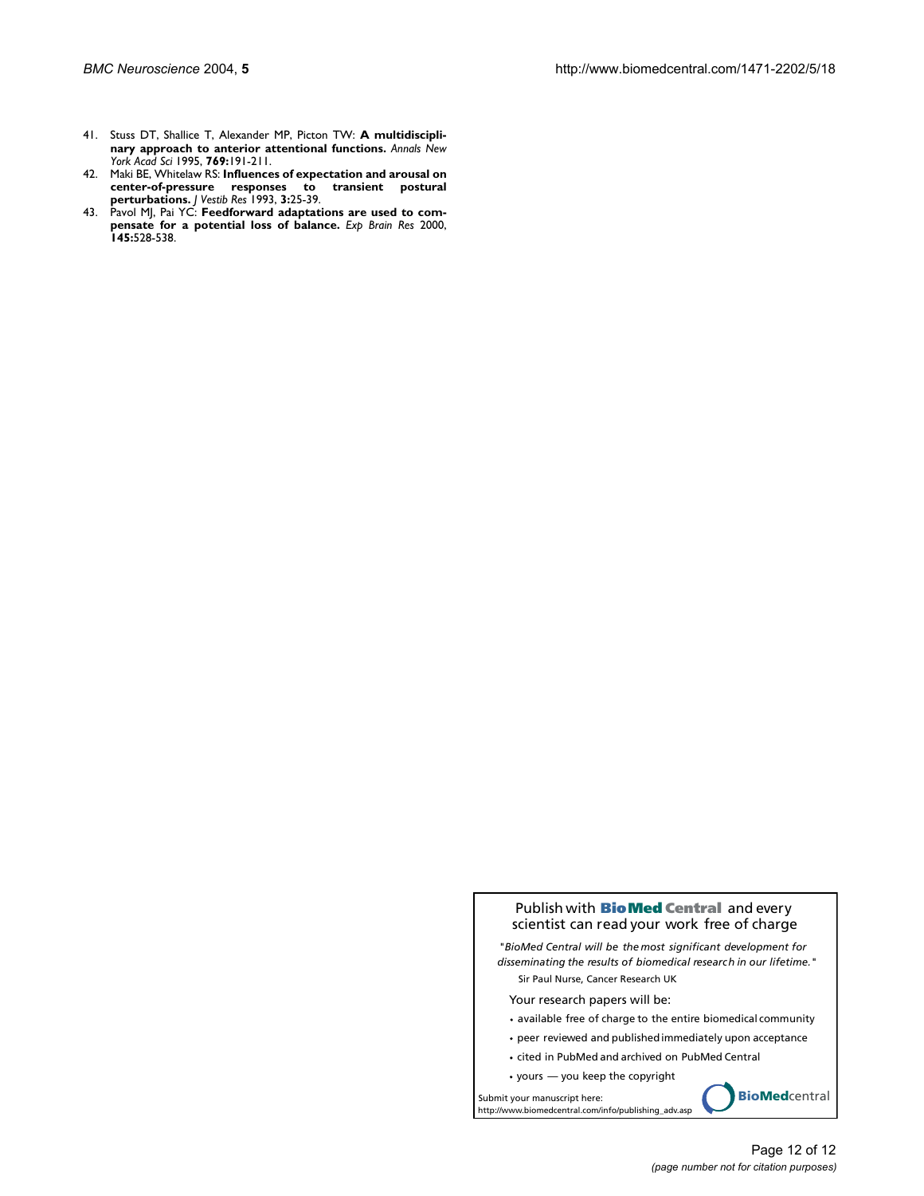41. Stuss DT, Shallice T, Alexander MP, Picton TW: **A multidisciplinary approach to anterior attentional functions.** *Annals New York Acad Sci* 1995, **769:**191-211.
42. Maki BE, Whitelaw RS: **Influences of expectation and arousal on center-of-pressure responses to transient postural perturbations.** *J Vestib Res* 1993, **3:**25-39.
43. Pavol MJ, Pai YC: **Feedforward adaptations are used to compensate for a potential loss of balance.** *Exp Brain Res* 2000, **145:**528-538.

Publish with **BioMed Central** and every scientist can read your work free of charge

*"BioMed Central will be the most significant development for disseminating the results of biomedical research in our lifetime."*

Sir Paul Nurse, Cancer Research UK

Your research papers will be:

- available free of charge to the entire biomedical community
- peer reviewed and published immediately upon acceptance
- cited in PubMed and archived on PubMed Central
- yours — you keep the copyright

Submit your manuscript here:
http://www.biomedcentral.com/info/publishing_adv.asp

**BioMed**central